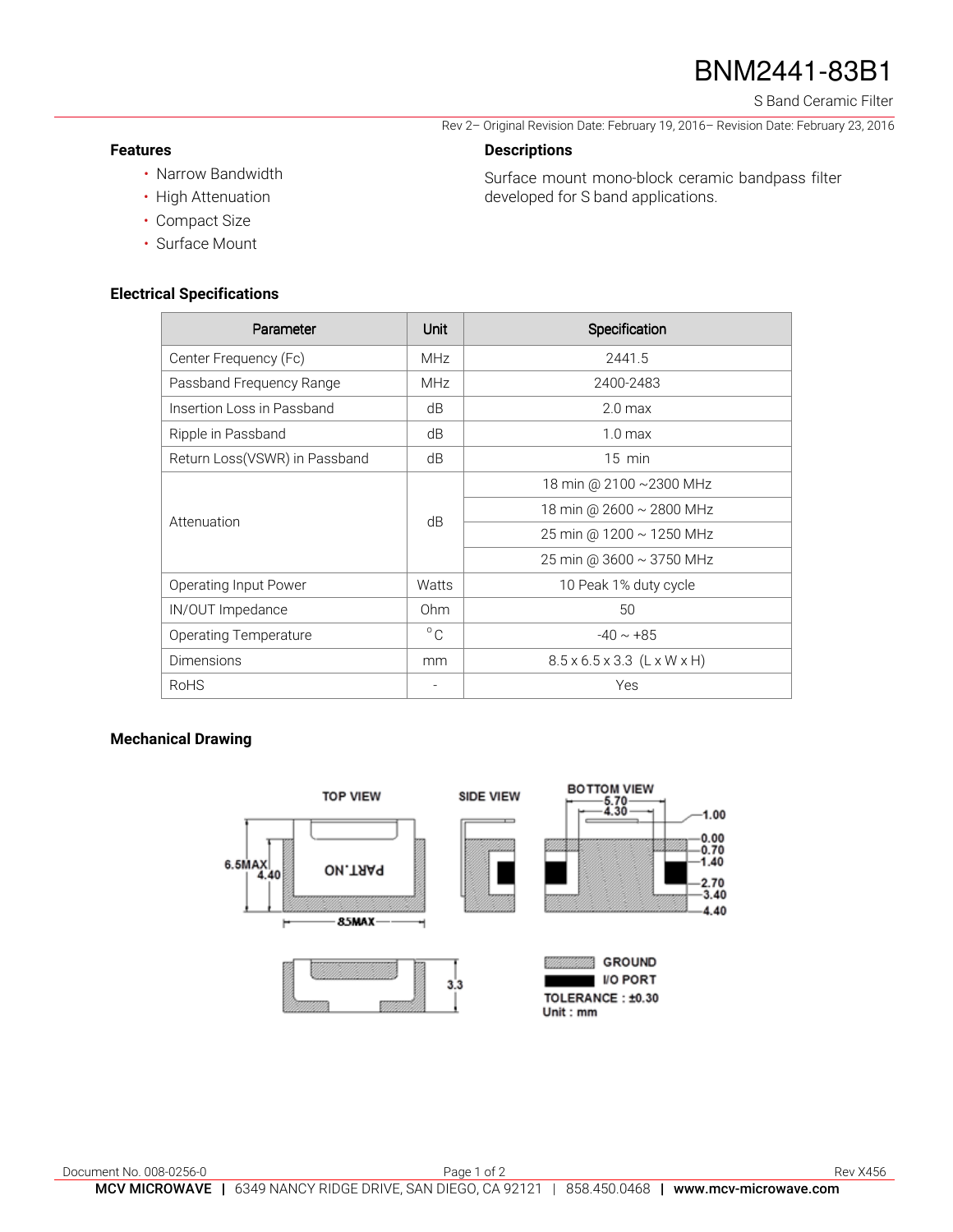# BNM2441-83B1

S Band Ceramic Filter

Rev 2– Original Revision Date: February 19, 2016– Revision Date: February 23, 2016

### Features

- Narrow Bandwidth
- High Attenuation
- Compact Size
- Surface Mount

### Descriptions

Surface mount mono-block ceramic bandpass filter developed for S band applications.

### Electrical Specifications

| Parameter | Unit | Specification |
|---|---|---|
| Center Frequency (Fc) | MHz | 2441.5 |
| Passband Frequency Range | MHz | 2400-2483 |
| Insertion Loss in Passband | dB | 2.0 max |
| Ripple in Passband | dB | 1.0 max |
| Return Loss(VSWR) in Passband | dB | 15 min |
| Attenuation | dB | 18 min @ 2100 ~2300 MHz |
| | | 18 min @ 2600 ~ 2800 MHz |
| | | 25 min @ 1200 ~ 1250 MHz |
| | | 25 min @ 3600 ~ 3750 MHz |
| Operating Input Power | Watts | 10 Peak 1% duty cycle |
| IN/OUT Impedance | Ohm | 50 |
| Operating Temperature | °C | -40 ~ +85 |
| Dimensions | mm | 8.5 x 6.5 x 3.3 (L x W x H) |
| RoHS | - | Yes |

### Mechanical Drawing

TOP VIEW — SIDE VIEW — BOTTOM VIEW

6.5MAX, 4.40, 8.5MAX, PART.NO, 3.3

5.70, 4.30, 1.00, 0.00, 0.70, 1.40, 2.70, 3.40, 4.40

GROUND

I/O PORT

TOLERANCE : ±0.30

Unit : mm

Document No. 008-0256-0

Rev X456

**MCV MICROWAVE** | 6349 NANCY RIDGE DRIVE, SAN DIEGO, CA 92121 | 858.450.0468 | **www.mcv-microwave.com**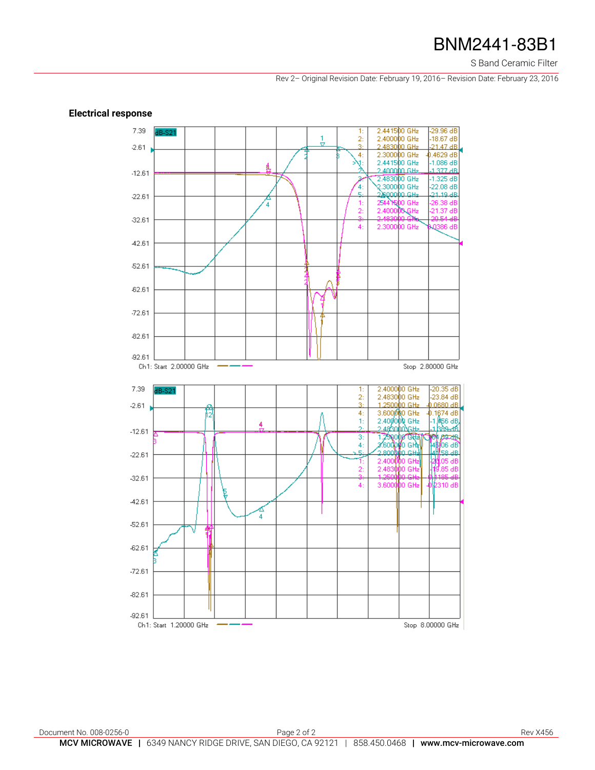## Electrical response

7.39
-2.61
-12.61
-22.61
-32.61
-42.61
-52.61
-62.61
-72.61
-82.61
-92.61

dB-S21

1: 2.441500 GHz -29.96 dB
2: 2.400000 GHz -18.67 dB
3: 2.483000 GHz -21.47 dB
4: 2.300000 GHz -0.4629 dB
>1: 2.441500 GHz -1.086 dB
2: 2.400000 GHz -1.377 dB
3: 2.483000 GHz -1.325 dB
4: 2.300000 GHz -22.08 dB
5: 2.600000 GHz -21.19 dB
1: 2.441500 GHz -26.38 dB
2: 2.400000 GHz -21.37 dB
3: 2.483000 GHz -20.54 dB
4: 2.300000 GHz -0.0386 dB

Ch1: Start 2.00000 GHz
Stop 2.80000 GHz

7.39
-2.61
-12.61
-22.61
-32.61
-42.61
-52.61
-62.61
-72.61
-82.61
-92.61

dB-S21

1: 2.400000 GHz -20.35 dB
2: 2.483000 GHz -23.84 dB
3: 1.250000 GHz -0.0680 dB
4: 3.600000 GHz -0.1674 dB
1: 2.400000 GHz -1.456 dB
2: 2.483000 GHz -1.389 dB
3: 1.250000 GHz -64.09 dB
4: 3.600000 GHz -45.06 dB
>5: 2.800000 GHz -41.58 dB
1: 2.400000 GHz -20.05 dB
2: 2.483000 GHz -19.85 dB
3: 1.250000 GHz -0.1185 dB
4: 3.600000 GHz -0.2310 dB

Ch1: Start 1.20000 GHz
Stop 8.00000 GHz